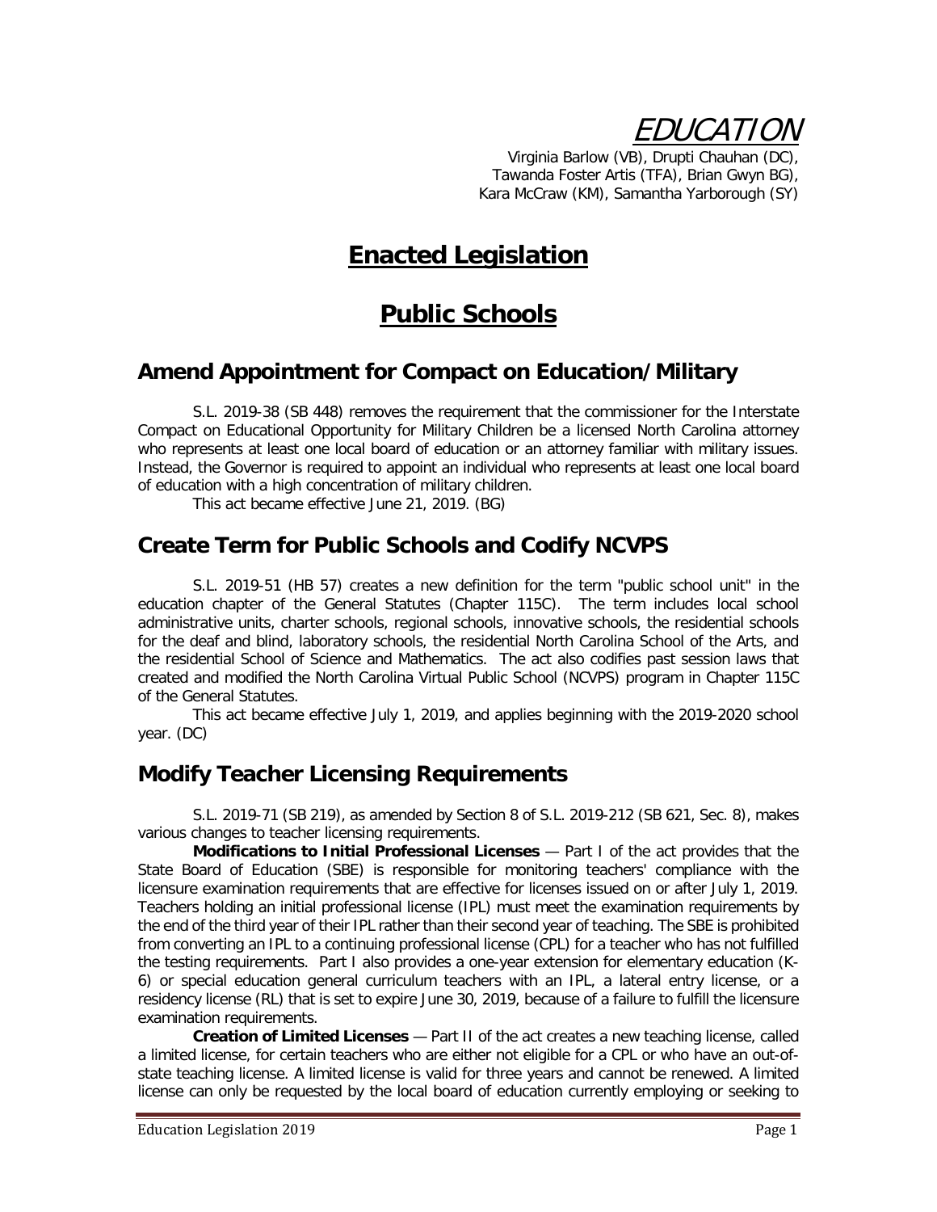# EDUCATION

Virginia Barlow (VB), Drupti Chauhan (DC),
Tawanda Foster Artis (TFA), Brian Gwyn BG),
Kara McCraw (KM), Samantha Yarborough (SY)

# Enacted Legislation

# Public Schools

## Amend Appointment for Compact on Education/Military

S.L. 2019-38 (SB 448) removes the requirement that the commissioner for the Interstate Compact on Educational Opportunity for Military Children be a licensed North Carolina attorney who represents at least one local board of education or an attorney familiar with military issues. Instead, the Governor is required to appoint an individual who represents at least one local board of education with a high concentration of military children.

This act became effective June 21, 2019. (BG)

## Create Term for Public Schools and Codify NCVPS

S.L. 2019-51 (HB 57) creates a new definition for the term "public school unit" in the education chapter of the General Statutes (Chapter 115C). The term includes local school administrative units, charter schools, regional schools, innovative schools, the residential schools for the deaf and blind, laboratory schools, the residential North Carolina School of the Arts, and the residential School of Science and Mathematics. The act also codifies past session laws that created and modified the North Carolina Virtual Public School (NCVPS) program in Chapter 115C of the General Statutes.

This act became effective July 1, 2019, and applies beginning with the 2019-2020 school year. (DC)

## Modify Teacher Licensing Requirements

S.L. 2019-71 (SB 219), as amended by Section 8 of S.L. 2019-212 (SB 621, Sec. 8), makes various changes to teacher licensing requirements.

**Modifications to Initial Professional Licenses** — Part I of the act provides that the State Board of Education (SBE) is responsible for monitoring teachers' compliance with the licensure examination requirements that are effective for licenses issued on or after July 1, 2019. Teachers holding an initial professional license (IPL) must meet the examination requirements by the end of the third year of their IPL rather than their second year of teaching. The SBE is prohibited from converting an IPL to a continuing professional license (CPL) for a teacher who has not fulfilled the testing requirements. Part I also provides a one-year extension for elementary education (K-6) or special education general curriculum teachers with an IPL, a lateral entry license, or a residency license (RL) that is set to expire June 30, 2019, because of a failure to fulfill the licensure examination requirements.

**Creation of Limited Licenses** — Part II of the act creates a new teaching license, called a limited license, for certain teachers who are either not eligible for a CPL or who have an out-of-state teaching license. A limited license is valid for three years and cannot be renewed. A limited license can only be requested by the local board of education currently employing or seeking to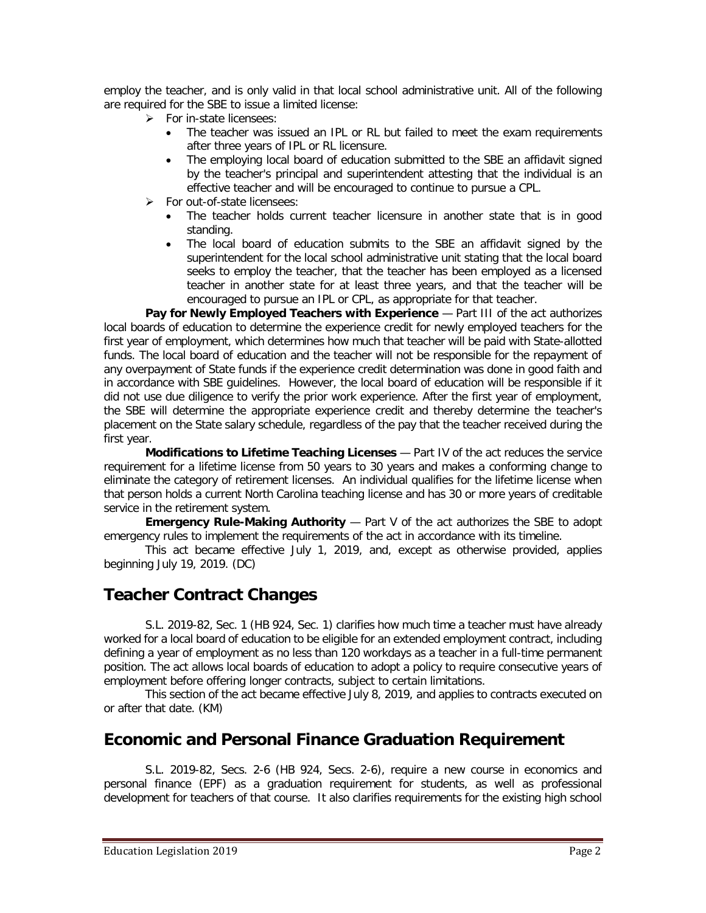employ the teacher, and is only valid in that local school administrative unit. All of the following are required for the SBE to issue a limited license:

- For in-state licensees:
  - The teacher was issued an IPL or RL but failed to meet the exam requirements after three years of IPL or RL licensure.
  - The employing local board of education submitted to the SBE an affidavit signed by the teacher's principal and superintendent attesting that the individual is an effective teacher and will be encouraged to continue to pursue a CPL.
- For out-of-state licensees:
  - The teacher holds current teacher licensure in another state that is in good standing.
  - The local board of education submits to the SBE an affidavit signed by the superintendent for the local school administrative unit stating that the local board seeks to employ the teacher, that the teacher has been employed as a licensed teacher in another state for at least three years, and that the teacher will be encouraged to pursue an IPL or CPL, as appropriate for that teacher.

**Pay for Newly Employed Teachers with Experience** — Part III of the act authorizes local boards of education to determine the experience credit for newly employed teachers for the first year of employment, which determines how much that teacher will be paid with State-allotted funds. The local board of education and the teacher will not be responsible for the repayment of any overpayment of State funds if the experience credit determination was done in good faith and in accordance with SBE guidelines. However, the local board of education will be responsible if it did not use due diligence to verify the prior work experience. After the first year of employment, the SBE will determine the appropriate experience credit and thereby determine the teacher's placement on the State salary schedule, regardless of the pay that the teacher received during the first year.

**Modifications to Lifetime Teaching Licenses** — Part IV of the act reduces the service requirement for a lifetime license from 50 years to 30 years and makes a conforming change to eliminate the category of retirement licenses. An individual qualifies for the lifetime license when that person holds a current North Carolina teaching license and has 30 or more years of creditable service in the retirement system.

**Emergency Rule-Making Authority** — Part V of the act authorizes the SBE to adopt emergency rules to implement the requirements of the act in accordance with its timeline.

This act became effective July 1, 2019, and, except as otherwise provided, applies beginning July 19, 2019. (DC)

## Teacher Contract Changes

S.L. 2019-82, Sec. 1 (HB 924, Sec. 1) clarifies how much time a teacher must have already worked for a local board of education to be eligible for an extended employment contract, including defining a year of employment as no less than 120 workdays as a teacher in a full-time permanent position. The act allows local boards of education to adopt a policy to require consecutive years of employment before offering longer contracts, subject to certain limitations.

This section of the act became effective July 8, 2019, and applies to contracts executed on or after that date. (KM)

## Economic and Personal Finance Graduation Requirement

S.L. 2019-82, Secs. 2-6 (HB 924, Secs. 2-6), require a new course in economics and personal finance (EPF) as a graduation requirement for students, as well as professional development for teachers of that course. It also clarifies requirements for the existing high school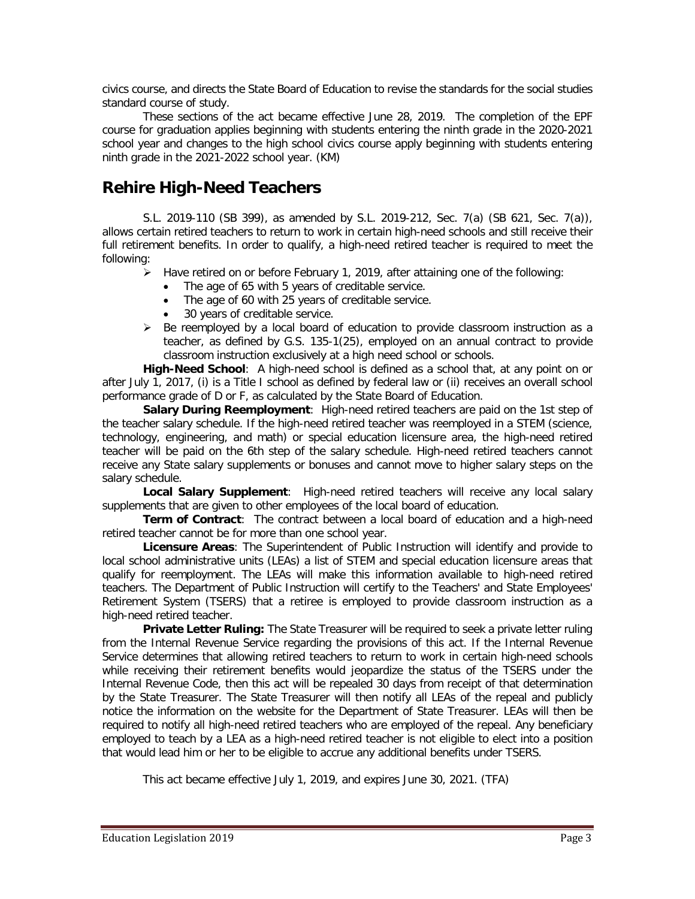civics course, and directs the State Board of Education to revise the standards for the social studies standard course of study.

These sections of the act became effective June 28, 2019. The completion of the EPF course for graduation applies beginning with students entering the ninth grade in the 2020-2021 school year and changes to the high school civics course apply beginning with students entering ninth grade in the 2021-2022 school year. (KM)

## Rehire High-Need Teachers

S.L. 2019-110 (SB 399), as amended by S.L. 2019-212, Sec. 7(a) (SB 621, Sec. 7(a)), allows certain retired teachers to return to work in certain high-need schools and still receive their full retirement benefits. In order to qualify, a high-need retired teacher is required to meet the following:

- Have retired on or before February 1, 2019, after attaining one of the following:
  - The age of 65 with 5 years of creditable service.
  - The age of 60 with 25 years of creditable service.
  - 30 years of creditable service.
- Be reemployed by a local board of education to provide classroom instruction as a teacher, as defined by G.S. 135-1(25), employed on an annual contract to provide classroom instruction exclusively at a high need school or schools.

**High-Need School**: A high-need school is defined as a school that, at any point on or after July 1, 2017, (i) is a Title I school as defined by federal law or (ii) receives an overall school performance grade of D or F, as calculated by the State Board of Education.

**Salary During Reemployment**: High-need retired teachers are paid on the 1st step of the teacher salary schedule. If the high-need retired teacher was reemployed in a STEM (science, technology, engineering, and math) or special education licensure area, the high-need retired teacher will be paid on the 6th step of the salary schedule. High-need retired teachers cannot receive any State salary supplements or bonuses and cannot move to higher salary steps on the salary schedule.

**Local Salary Supplement**: High-need retired teachers will receive any local salary supplements that are given to other employees of the local board of education.

**Term of Contract**: The contract between a local board of education and a high-need retired teacher cannot be for more than one school year.

**Licensure Areas**: The Superintendent of Public Instruction will identify and provide to local school administrative units (LEAs) a list of STEM and special education licensure areas that qualify for reemployment. The LEAs will make this information available to high-need retired teachers. The Department of Public Instruction will certify to the Teachers' and State Employees' Retirement System (TSERS) that a retiree is employed to provide classroom instruction as a high-need retired teacher.

**Private Letter Ruling:** The State Treasurer will be required to seek a private letter ruling from the Internal Revenue Service regarding the provisions of this act. If the Internal Revenue Service determines that allowing retired teachers to return to work in certain high-need schools while receiving their retirement benefits would jeopardize the status of the TSERS under the Internal Revenue Code, then this act will be repealed 30 days from receipt of that determination by the State Treasurer. The State Treasurer will then notify all LEAs of the repeal and publicly notice the information on the website for the Department of State Treasurer. LEAs will then be required to notify all high-need retired teachers who are employed of the repeal. Any beneficiary employed to teach by a LEA as a high-need retired teacher is not eligible to elect into a position that would lead him or her to be eligible to accrue any additional benefits under TSERS.

This act became effective July 1, 2019, and expires June 30, 2021. (TFA)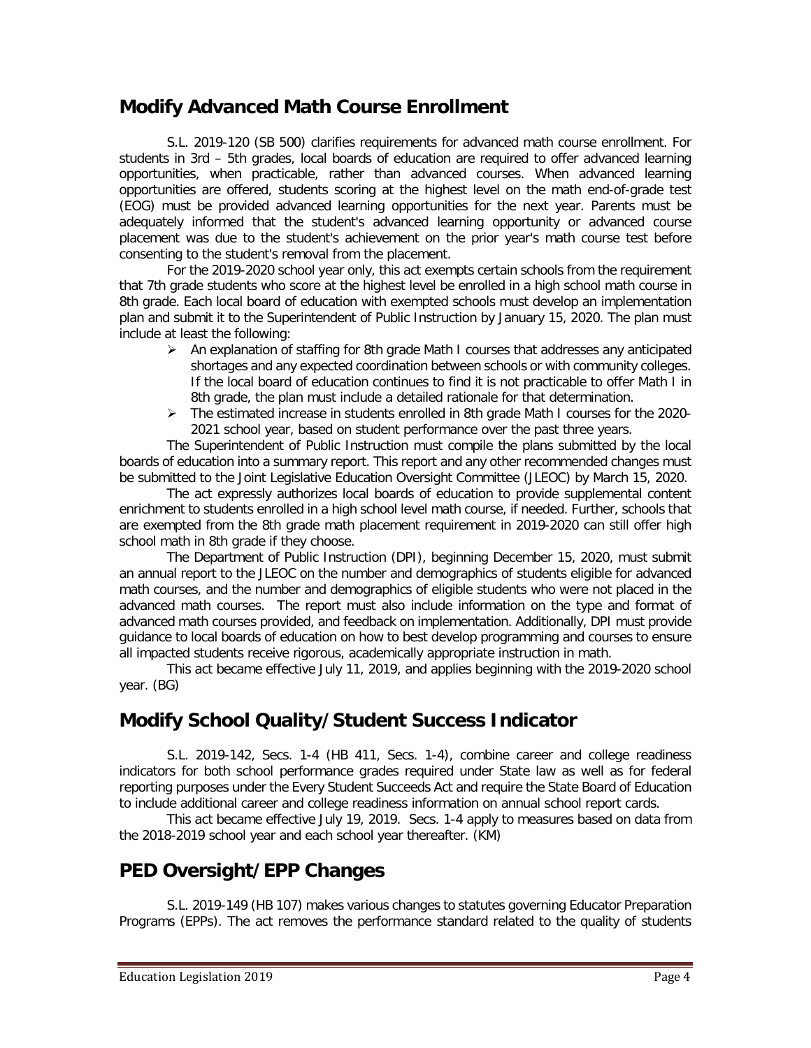## Modify Advanced Math Course Enrollment

S.L. 2019-120 (SB 500) clarifies requirements for advanced math course enrollment. For students in 3rd – 5th grades, local boards of education are required to offer advanced learning opportunities, when practicable, rather than advanced courses. When advanced learning opportunities are offered, students scoring at the highest level on the math end-of-grade test (EOG) must be provided advanced learning opportunities for the next year. Parents must be adequately informed that the student's advanced learning opportunity or advanced course placement was due to the student's achievement on the prior year's math course test before consenting to the student's removal from the placement.

For the 2019-2020 school year only, this act exempts certain schools from the requirement that 7th grade students who score at the highest level be enrolled in a high school math course in 8th grade. Each local board of education with exempted schools must develop an implementation plan and submit it to the Superintendent of Public Instruction by January 15, 2020. The plan must include at least the following:

- An explanation of staffing for 8th grade Math I courses that addresses any anticipated shortages and any expected coordination between schools or with community colleges. If the local board of education continues to find it is not practicable to offer Math I in 8th grade, the plan must include a detailed rationale for that determination.
- The estimated increase in students enrolled in 8th grade Math I courses for the 2020-2021 school year, based on student performance over the past three years.

The Superintendent of Public Instruction must compile the plans submitted by the local boards of education into a summary report. This report and any other recommended changes must be submitted to the Joint Legislative Education Oversight Committee (JLEOC) by March 15, 2020.

The act expressly authorizes local boards of education to provide supplemental content enrichment to students enrolled in a high school level math course, if needed. Further, schools that are exempted from the 8th grade math placement requirement in 2019-2020 can still offer high school math in 8th grade if they choose.

The Department of Public Instruction (DPI), beginning December 15, 2020, must submit an annual report to the JLEOC on the number and demographics of students eligible for advanced math courses, and the number and demographics of eligible students who were not placed in the advanced math courses. The report must also include information on the type and format of advanced math courses provided, and feedback on implementation. Additionally, DPI must provide guidance to local boards of education on how to best develop programming and courses to ensure all impacted students receive rigorous, academically appropriate instruction in math.

This act became effective July 11, 2019, and applies beginning with the 2019-2020 school year. (BG)

## Modify School Quality/Student Success Indicator

S.L. 2019-142, Secs. 1-4 (HB 411, Secs. 1-4), combine career and college readiness indicators for both school performance grades required under State law as well as for federal reporting purposes under the Every Student Succeeds Act and require the State Board of Education to include additional career and college readiness information on annual school report cards.

This act became effective July 19, 2019. Secs. 1-4 apply to measures based on data from the 2018-2019 school year and each school year thereafter. (KM)

## PED Oversight/EPP Changes

S.L. 2019-149 (HB 107) makes various changes to statutes governing Educator Preparation Programs (EPPs). The act removes the performance standard related to the quality of students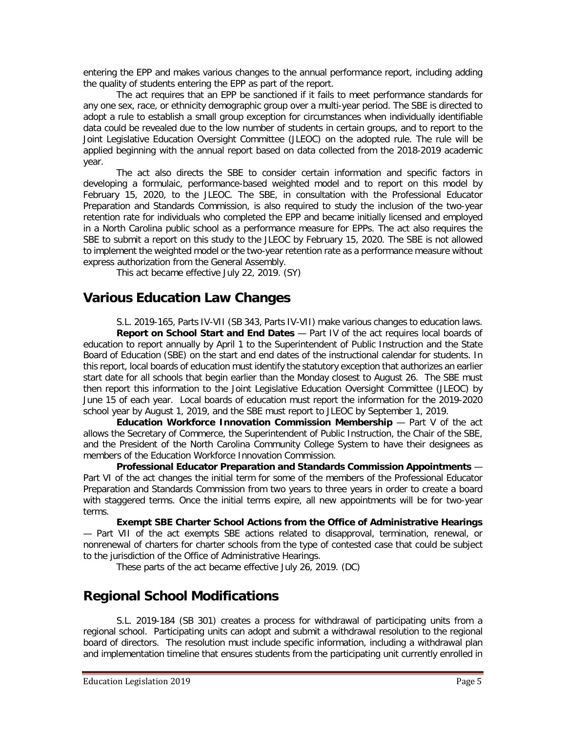entering the EPP and makes various changes to the annual performance report, including adding the quality of students entering the EPP as part of the report.

The act requires that an EPP be sanctioned if it fails to meet performance standards for any one sex, race, or ethnicity demographic group over a multi-year period. The SBE is directed to adopt a rule to establish a small group exception for circumstances when individually identifiable data could be revealed due to the low number of students in certain groups, and to report to the Joint Legislative Education Oversight Committee (JLEOC) on the adopted rule. The rule will be applied beginning with the annual report based on data collected from the 2018-2019 academic year.

The act also directs the SBE to consider certain information and specific factors in developing a formulaic, performance-based weighted model and to report on this model by February 15, 2020, to the JLEOC. The SBE, in consultation with the Professional Educator Preparation and Standards Commission, is also required to study the inclusion of the two-year retention rate for individuals who completed the EPP and became initially licensed and employed in a North Carolina public school as a performance measure for EPPs. The act also requires the SBE to submit a report on this study to the JLEOC by February 15, 2020. The SBE is not allowed to implement the weighted model or the two-year retention rate as a performance measure without express authorization from the General Assembly.

This act became effective July 22, 2019. (SY)

## Various Education Law Changes

S.L. 2019-165, Parts IV-VII (SB 343, Parts IV-VII) make various changes to education laws.

**Report on School Start and End Dates** — Part IV of the act requires local boards of education to report annually by April 1 to the Superintendent of Public Instruction and the State Board of Education (SBE) on the start and end dates of the instructional calendar for students. In this report, local boards of education must identify the statutory exception that authorizes an earlier start date for all schools that begin earlier than the Monday closest to August 26. The SBE must then report this information to the Joint Legislative Education Oversight Committee (JLEOC) by June 15 of each year. Local boards of education must report the information for the 2019-2020 school year by August 1, 2019, and the SBE must report to JLEOC by September 1, 2019.

**Education Workforce Innovation Commission Membership** — Part V of the act allows the Secretary of Commerce, the Superintendent of Public Instruction, the Chair of the SBE, and the President of the North Carolina Community College System to have their designees as members of the Education Workforce Innovation Commission.

**Professional Educator Preparation and Standards Commission Appointments** — Part VI of the act changes the initial term for some of the members of the Professional Educator Preparation and Standards Commission from two years to three years in order to create a board with staggered terms. Once the initial terms expire, all new appointments will be for two-year terms.

**Exempt SBE Charter School Actions from the Office of Administrative Hearings** — Part VII of the act exempts SBE actions related to disapproval, termination, renewal, or nonrenewal of charters for charter schools from the type of contested case that could be subject to the jurisdiction of the Office of Administrative Hearings.

These parts of the act became effective July 26, 2019. (DC)

## Regional School Modifications

S.L. 2019-184 (SB 301) creates a process for withdrawal of participating units from a regional school. Participating units can adopt and submit a withdrawal resolution to the regional board of directors. The resolution must include specific information, including a withdrawal plan and implementation timeline that ensures students from the participating unit currently enrolled in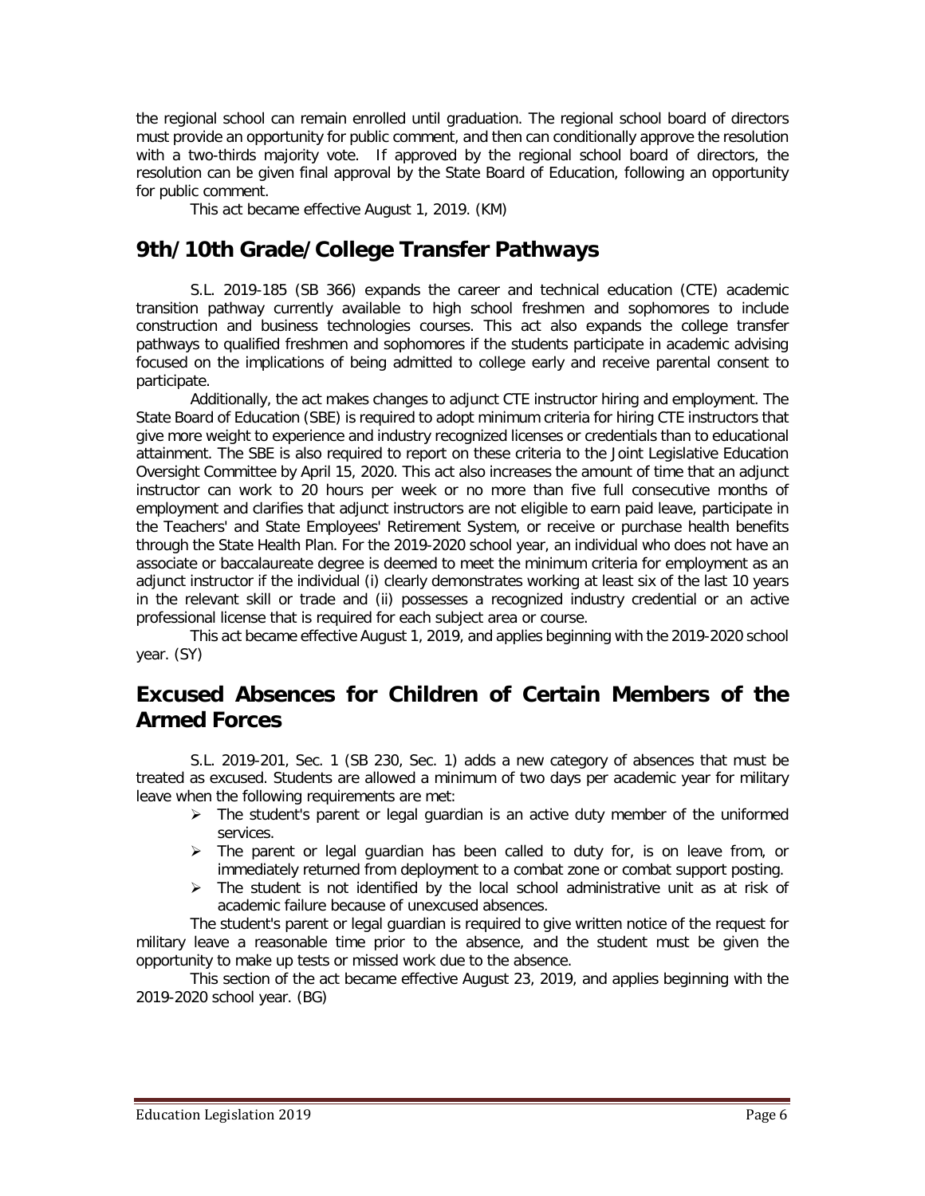the regional school can remain enrolled until graduation. The regional school board of directors must provide an opportunity for public comment, and then can conditionally approve the resolution with a two-thirds majority vote. If approved by the regional school board of directors, the resolution can be given final approval by the State Board of Education, following an opportunity for public comment.

This act became effective August 1, 2019. (KM)

## 9th/10th Grade/College Transfer Pathways

S.L. 2019-185 (SB 366) expands the career and technical education (CTE) academic transition pathway currently available to high school freshmen and sophomores to include construction and business technologies courses. This act also expands the college transfer pathways to qualified freshmen and sophomores if the students participate in academic advising focused on the implications of being admitted to college early and receive parental consent to participate.

Additionally, the act makes changes to adjunct CTE instructor hiring and employment. The State Board of Education (SBE) is required to adopt minimum criteria for hiring CTE instructors that give more weight to experience and industry recognized licenses or credentials than to educational attainment. The SBE is also required to report on these criteria to the Joint Legislative Education Oversight Committee by April 15, 2020. This act also increases the amount of time that an adjunct instructor can work to 20 hours per week or no more than five full consecutive months of employment and clarifies that adjunct instructors are not eligible to earn paid leave, participate in the Teachers' and State Employees' Retirement System, or receive or purchase health benefits through the State Health Plan. For the 2019-2020 school year, an individual who does not have an associate or baccalaureate degree is deemed to meet the minimum criteria for employment as an adjunct instructor if the individual (i) clearly demonstrates working at least six of the last 10 years in the relevant skill or trade and (ii) possesses a recognized industry credential or an active professional license that is required for each subject area or course.

This act became effective August 1, 2019, and applies beginning with the 2019-2020 school year. (SY)

## Excused Absences for Children of Certain Members of the Armed Forces

S.L. 2019-201, Sec. 1 (SB 230, Sec. 1) adds a new category of absences that must be treated as excused. Students are allowed a minimum of two days per academic year for military leave when the following requirements are met:

- The student's parent or legal guardian is an active duty member of the uniformed services.
- The parent or legal guardian has been called to duty for, is on leave from, or immediately returned from deployment to a combat zone or combat support posting.
- The student is not identified by the local school administrative unit as at risk of academic failure because of unexcused absences.

The student's parent or legal guardian is required to give written notice of the request for military leave a reasonable time prior to the absence, and the student must be given the opportunity to make up tests or missed work due to the absence.

This section of the act became effective August 23, 2019, and applies beginning with the 2019-2020 school year. (BG)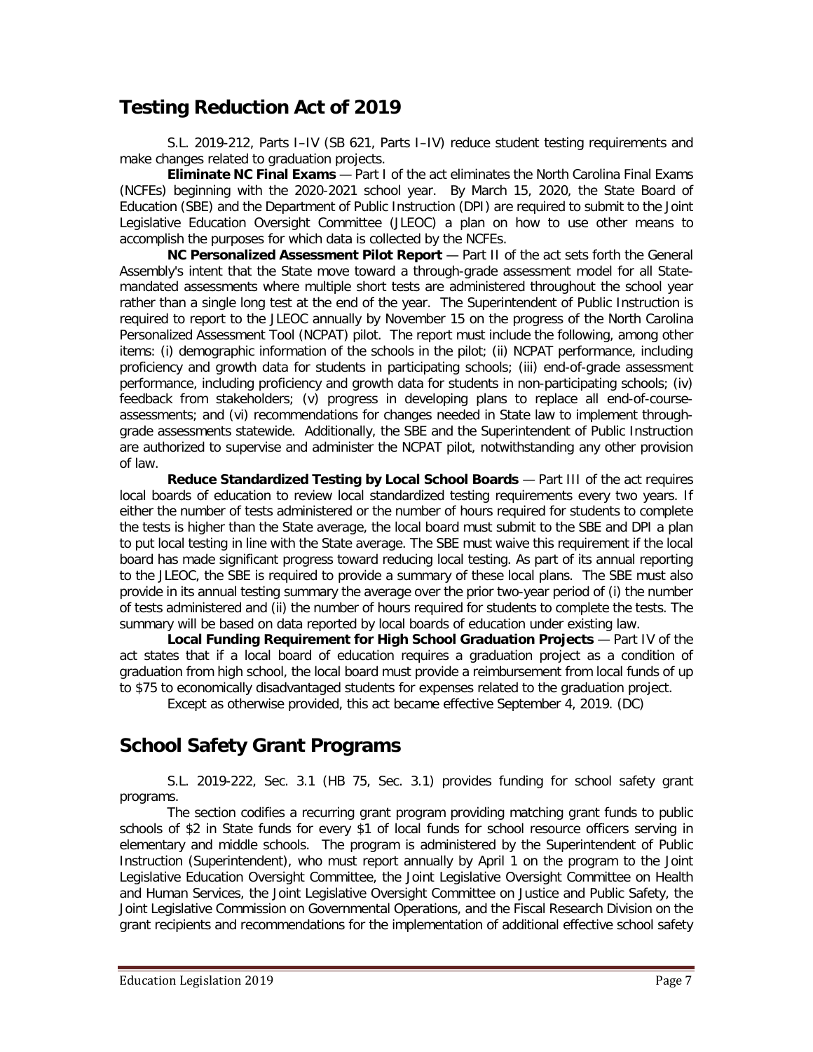## Testing Reduction Act of 2019

S.L. 2019-212, Parts I–IV (SB 621, Parts I–IV) reduce student testing requirements and make changes related to graduation projects.

**Eliminate NC Final Exams** — Part I of the act eliminates the North Carolina Final Exams (NCFEs) beginning with the 2020-2021 school year. By March 15, 2020, the State Board of Education (SBE) and the Department of Public Instruction (DPI) are required to submit to the Joint Legislative Education Oversight Committee (JLEOC) a plan on how to use other means to accomplish the purposes for which data is collected by the NCFEs.

**NC Personalized Assessment Pilot Report** — Part II of the act sets forth the General Assembly's intent that the State move toward a through-grade assessment model for all State-mandated assessments where multiple short tests are administered throughout the school year rather than a single long test at the end of the year. The Superintendent of Public Instruction is required to report to the JLEOC annually by November 15 on the progress of the North Carolina Personalized Assessment Tool (NCPAT) pilot. The report must include the following, among other items: (i) demographic information of the schools in the pilot; (ii) NCPAT performance, including proficiency and growth data for students in participating schools; (iii) end-of-grade assessment performance, including proficiency and growth data for students in non-participating schools; (iv) feedback from stakeholders; (v) progress in developing plans to replace all end-of-course-assessments; and (vi) recommendations for changes needed in State law to implement through-grade assessments statewide. Additionally, the SBE and the Superintendent of Public Instruction are authorized to supervise and administer the NCPAT pilot, notwithstanding any other provision of law.

**Reduce Standardized Testing by Local School Boards** — Part III of the act requires local boards of education to review local standardized testing requirements every two years. If either the number of tests administered or the number of hours required for students to complete the tests is higher than the State average, the local board must submit to the SBE and DPI a plan to put local testing in line with the State average. The SBE must waive this requirement if the local board has made significant progress toward reducing local testing. As part of its annual reporting to the JLEOC, the SBE is required to provide a summary of these local plans. The SBE must also provide in its annual testing summary the average over the prior two-year period of (i) the number of tests administered and (ii) the number of hours required for students to complete the tests. The summary will be based on data reported by local boards of education under existing law.

**Local Funding Requirement for High School Graduation Projects** — Part IV of the act states that if a local board of education requires a graduation project as a condition of graduation from high school, the local board must provide a reimbursement from local funds of up to $75 to economically disadvantaged students for expenses related to the graduation project.

Except as otherwise provided, this act became effective September 4, 2019. (DC)

## School Safety Grant Programs

S.L. 2019-222, Sec. 3.1 (HB 75, Sec. 3.1) provides funding for school safety grant programs.

The section codifies a recurring grant program providing matching grant funds to public schools of $2 in State funds for every $1 of local funds for school resource officers serving in elementary and middle schools. The program is administered by the Superintendent of Public Instruction (Superintendent), who must report annually by April 1 on the program to the Joint Legislative Education Oversight Committee, the Joint Legislative Oversight Committee on Health and Human Services, the Joint Legislative Oversight Committee on Justice and Public Safety, the Joint Legislative Commission on Governmental Operations, and the Fiscal Research Division on the grant recipients and recommendations for the implementation of additional effective school safety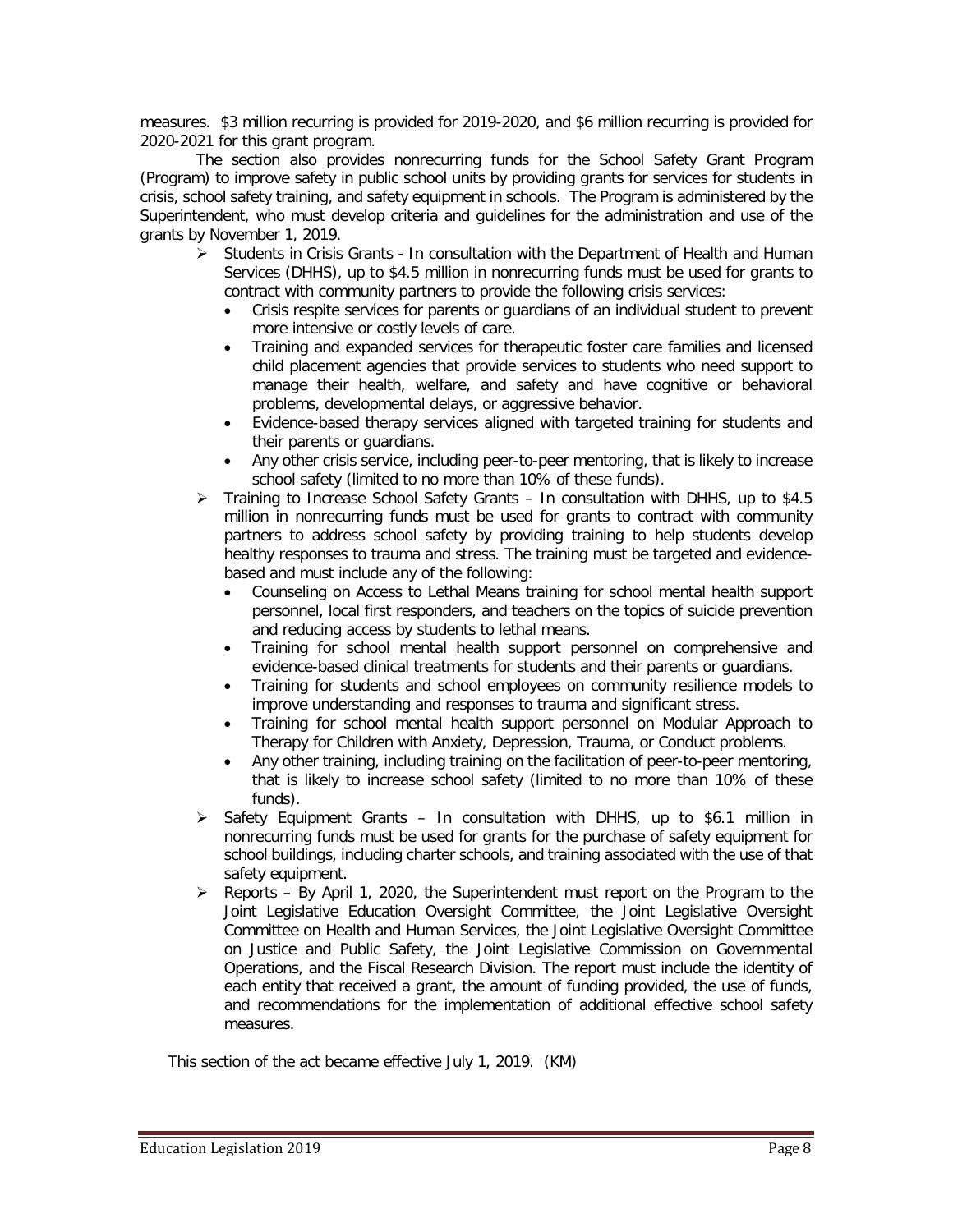measures. $3 million recurring is provided for 2019-2020, and $6 million recurring is provided for 2020-2021 for this grant program.

The section also provides nonrecurring funds for the School Safety Grant Program (Program) to improve safety in public school units by providing grants for services for students in crisis, school safety training, and safety equipment in schools. The Program is administered by the Superintendent, who must develop criteria and guidelines for the administration and use of the grants by November 1, 2019.

- Students in Crisis Grants - In consultation with the Department of Health and Human Services (DHHS), up to $4.5 million in nonrecurring funds must be used for grants to contract with community partners to provide the following crisis services:
  - Crisis respite services for parents or guardians of an individual student to prevent more intensive or costly levels of care.
  - Training and expanded services for therapeutic foster care families and licensed child placement agencies that provide services to students who need support to manage their health, welfare, and safety and have cognitive or behavioral problems, developmental delays, or aggressive behavior.
  - Evidence-based therapy services aligned with targeted training for students and their parents or guardians.
  - Any other crisis service, including peer-to-peer mentoring, that is likely to increase school safety (limited to no more than 10% of these funds).
- Training to Increase School Safety Grants – In consultation with DHHS, up to $4.5 million in nonrecurring funds must be used for grants to contract with community partners to address school safety by providing training to help students develop healthy responses to trauma and stress. The training must be targeted and evidence-based and must include any of the following:
  - Counseling on Access to Lethal Means training for school mental health support personnel, local first responders, and teachers on the topics of suicide prevention and reducing access by students to lethal means.
  - Training for school mental health support personnel on comprehensive and evidence-based clinical treatments for students and their parents or guardians.
  - Training for students and school employees on community resilience models to improve understanding and responses to trauma and significant stress.
  - Training for school mental health support personnel on Modular Approach to Therapy for Children with Anxiety, Depression, Trauma, or Conduct problems.
  - Any other training, including training on the facilitation of peer-to-peer mentoring, that is likely to increase school safety (limited to no more than 10% of these funds).
- Safety Equipment Grants – In consultation with DHHS, up to $6.1 million in nonrecurring funds must be used for grants for the purchase of safety equipment for school buildings, including charter schools, and training associated with the use of that safety equipment.
- Reports – By April 1, 2020, the Superintendent must report on the Program to the Joint Legislative Education Oversight Committee, the Joint Legislative Oversight Committee on Health and Human Services, the Joint Legislative Oversight Committee on Justice and Public Safety, the Joint Legislative Commission on Governmental Operations, and the Fiscal Research Division. The report must include the identity of each entity that received a grant, the amount of funding provided, the use of funds, and recommendations for the implementation of additional effective school safety measures.

This section of the act became effective July 1, 2019. (KM)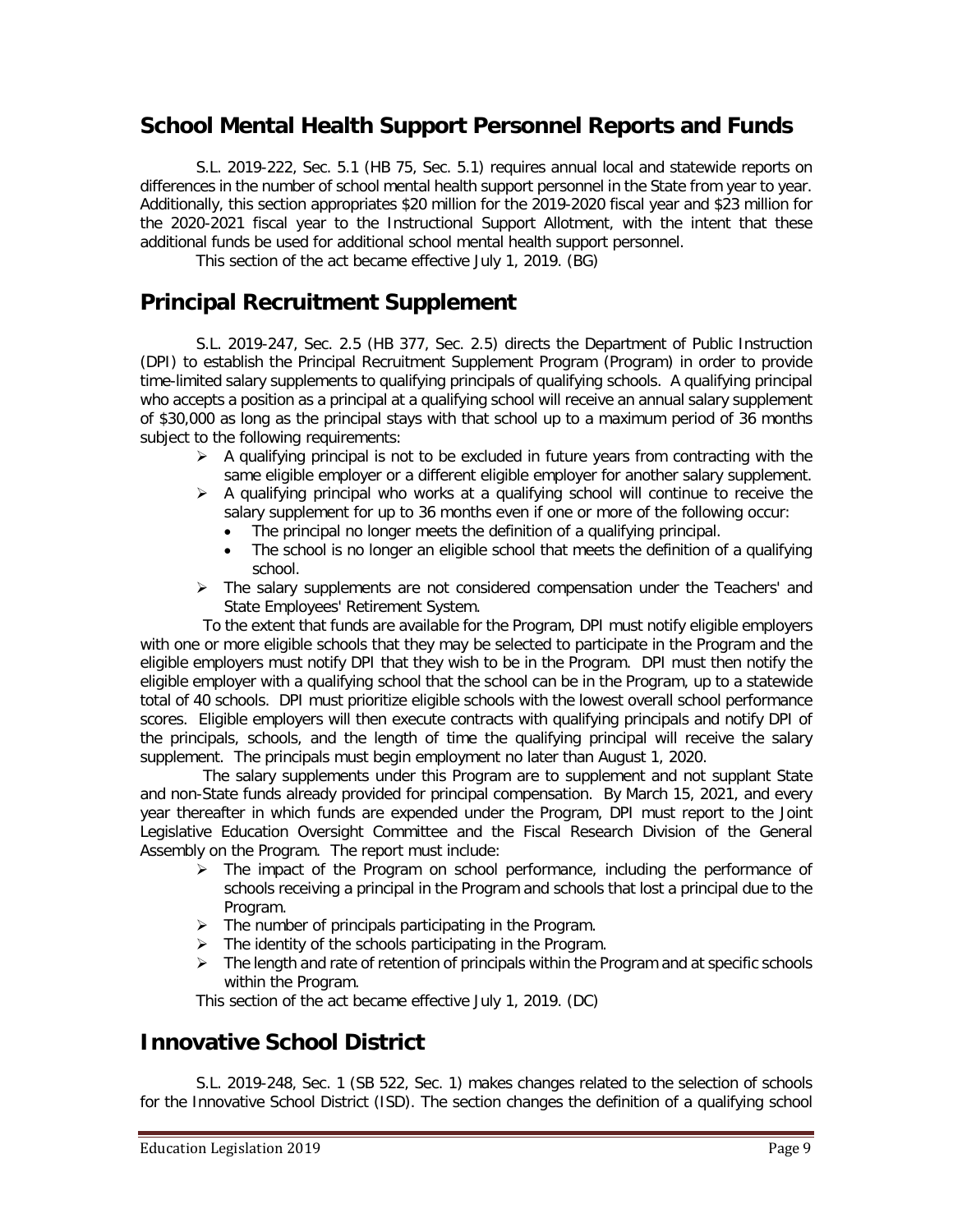## School Mental Health Support Personnel Reports and Funds

S.L. 2019-222, Sec. 5.1 (HB 75, Sec. 5.1) requires annual local and statewide reports on differences in the number of school mental health support personnel in the State from year to year. Additionally, this section appropriates $20 million for the 2019-2020 fiscal year and $23 million for the 2020-2021 fiscal year to the Instructional Support Allotment, with the intent that these additional funds be used for additional school mental health support personnel.

This section of the act became effective July 1, 2019. (BG)

## Principal Recruitment Supplement

S.L. 2019-247, Sec. 2.5 (HB 377, Sec. 2.5) directs the Department of Public Instruction (DPI) to establish the Principal Recruitment Supplement Program (Program) in order to provide time-limited salary supplements to qualifying principals of qualifying schools. A qualifying principal who accepts a position as a principal at a qualifying school will receive an annual salary supplement of $30,000 as long as the principal stays with that school up to a maximum period of 36 months subject to the following requirements:

- A qualifying principal is not to be excluded in future years from contracting with the same eligible employer or a different eligible employer for another salary supplement.
- A qualifying principal who works at a qualifying school will continue to receive the salary supplement for up to 36 months even if one or more of the following occur:
  - The principal no longer meets the definition of a qualifying principal.
  - The school is no longer an eligible school that meets the definition of a qualifying school.
- The salary supplements are not considered compensation under the Teachers' and State Employees' Retirement System.

To the extent that funds are available for the Program, DPI must notify eligible employers with one or more eligible schools that they may be selected to participate in the Program and the eligible employers must notify DPI that they wish to be in the Program. DPI must then notify the eligible employer with a qualifying school that the school can be in the Program, up to a statewide total of 40 schools. DPI must prioritize eligible schools with the lowest overall school performance scores. Eligible employers will then execute contracts with qualifying principals and notify DPI of the principals, schools, and the length of time the qualifying principal will receive the salary supplement. The principals must begin employment no later than August 1, 2020.

The salary supplements under this Program are to supplement and not supplant State and non-State funds already provided for principal compensation. By March 15, 2021, and every year thereafter in which funds are expended under the Program, DPI must report to the Joint Legislative Education Oversight Committee and the Fiscal Research Division of the General Assembly on the Program. The report must include:

- The impact of the Program on school performance, including the performance of schools receiving a principal in the Program and schools that lost a principal due to the Program.
- The number of principals participating in the Program.
- The identity of the schools participating in the Program.
- The length and rate of retention of principals within the Program and at specific schools within the Program.

This section of the act became effective July 1, 2019. (DC)

## Innovative School District

S.L. 2019-248, Sec. 1 (SB 522, Sec. 1) makes changes related to the selection of schools for the Innovative School District (ISD). The section changes the definition of a qualifying school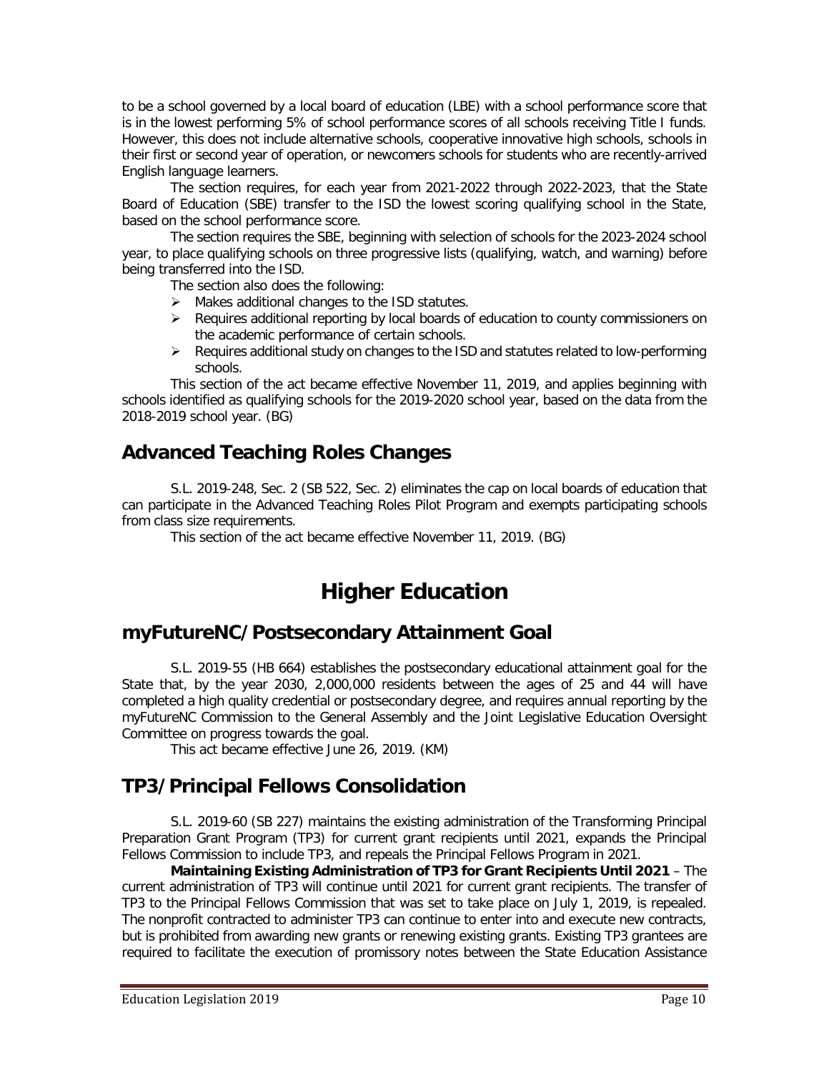to be a school governed by a local board of education (LBE) with a school performance score that is in the lowest performing 5% of school performance scores of all schools receiving Title I funds. However, this does not include alternative schools, cooperative innovative high schools, schools in their first or second year of operation, or newcomers schools for students who are recently-arrived English language learners.

The section requires, for each year from 2021-2022 through 2022-2023, that the State Board of Education (SBE) transfer to the ISD the lowest scoring qualifying school in the State, based on the school performance score.

The section requires the SBE, beginning with selection of schools for the 2023-2024 school year, to place qualifying schools on three progressive lists (qualifying, watch, and warning) before being transferred into the ISD.

The section also does the following:

- Makes additional changes to the ISD statutes.
- Requires additional reporting by local boards of education to county commissioners on the academic performance of certain schools.
- Requires additional study on changes to the ISD and statutes related to low-performing schools.

This section of the act became effective November 11, 2019, and applies beginning with schools identified as qualifying schools for the 2019-2020 school year, based on the data from the 2018-2019 school year. (BG)

## Advanced Teaching Roles Changes

S.L. 2019-248, Sec. 2 (SB 522, Sec. 2) eliminates the cap on local boards of education that can participate in the Advanced Teaching Roles Pilot Program and exempts participating schools from class size requirements.

This section of the act became effective November 11, 2019. (BG)

# Higher Education

## myFutureNC/Postsecondary Attainment Goal

S.L. 2019-55 (HB 664) establishes the postsecondary educational attainment goal for the State that, by the year 2030, 2,000,000 residents between the ages of 25 and 44 will have completed a high quality credential or postsecondary degree, and requires annual reporting by the myFutureNC Commission to the General Assembly and the Joint Legislative Education Oversight Committee on progress towards the goal.

This act became effective June 26, 2019. (KM)

## TP3/Principal Fellows Consolidation

S.L. 2019-60 (SB 227) maintains the existing administration of the Transforming Principal Preparation Grant Program (TP3) for current grant recipients until 2021, expands the Principal Fellows Commission to include TP3, and repeals the Principal Fellows Program in 2021.

**Maintaining Existing Administration of TP3 for Grant Recipients Until 2021** – The current administration of TP3 will continue until 2021 for current grant recipients. The transfer of TP3 to the Principal Fellows Commission that was set to take place on July 1, 2019, is repealed. The nonprofit contracted to administer TP3 can continue to enter into and execute new contracts, but is prohibited from awarding new grants or renewing existing grants. Existing TP3 grantees are required to facilitate the execution of promissory notes between the State Education Assistance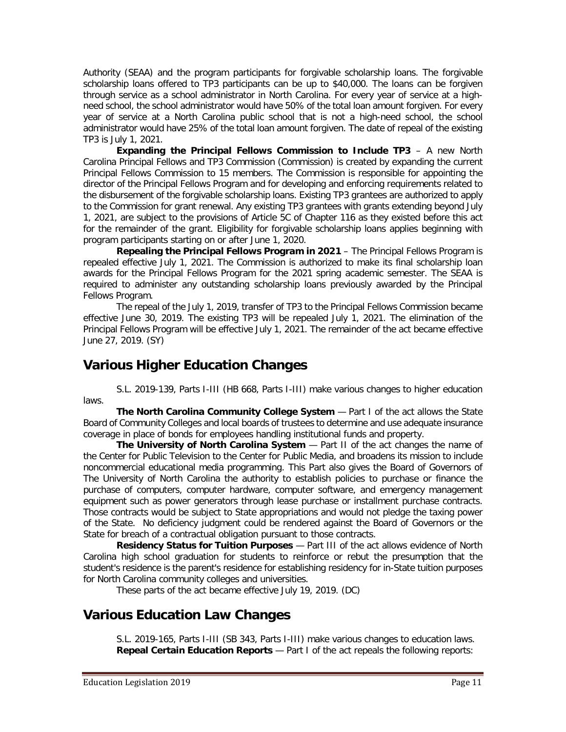Authority (SEAA) and the program participants for forgivable scholarship loans. The forgivable scholarship loans offered to TP3 participants can be up to $40,000. The loans can be forgiven through service as a school administrator in North Carolina. For every year of service at a high-need school, the school administrator would have 50% of the total loan amount forgiven. For every year of service at a North Carolina public school that is not a high-need school, the school administrator would have 25% of the total loan amount forgiven. The date of repeal of the existing TP3 is July 1, 2021.

**Expanding the Principal Fellows Commission to Include TP3** – A new North Carolina Principal Fellows and TP3 Commission (Commission) is created by expanding the current Principal Fellows Commission to 15 members. The Commission is responsible for appointing the director of the Principal Fellows Program and for developing and enforcing requirements related to the disbursement of the forgivable scholarship loans. Existing TP3 grantees are authorized to apply to the Commission for grant renewal. Any existing TP3 grantees with grants extending beyond July 1, 2021, are subject to the provisions of Article 5C of Chapter 116 as they existed before this act for the remainder of the grant. Eligibility for forgivable scholarship loans applies beginning with program participants starting on or after June 1, 2020.

**Repealing the Principal Fellows Program in 2021** – The Principal Fellows Program is repealed effective July 1, 2021. The Commission is authorized to make its final scholarship loan awards for the Principal Fellows Program for the 2021 spring academic semester. The SEAA is required to administer any outstanding scholarship loans previously awarded by the Principal Fellows Program.

The repeal of the July 1, 2019, transfer of TP3 to the Principal Fellows Commission became effective June 30, 2019. The existing TP3 will be repealed July 1, 2021. The elimination of the Principal Fellows Program will be effective July 1, 2021. The remainder of the act became effective June 27, 2019. (SY)

## Various Higher Education Changes

S.L. 2019-139, Parts I-III (HB 668, Parts I-III) make various changes to higher education laws.

**The North Carolina Community College System** — Part I of the act allows the State Board of Community Colleges and local boards of trustees to determine and use adequate insurance coverage in place of bonds for employees handling institutional funds and property.

**The University of North Carolina System** — Part II of the act changes the name of the Center for Public Television to the Center for Public Media, and broadens its mission to include noncommercial educational media programming. This Part also gives the Board of Governors of The University of North Carolina the authority to establish policies to purchase or finance the purchase of computers, computer hardware, computer software, and emergency management equipment such as power generators through lease purchase or installment purchase contracts. Those contracts would be subject to State appropriations and would not pledge the taxing power of the State. No deficiency judgment could be rendered against the Board of Governors or the State for breach of a contractual obligation pursuant to those contracts.

**Residency Status for Tuition Purposes** — Part III of the act allows evidence of North Carolina high school graduation for students to reinforce or rebut the presumption that the student's residence is the parent's residence for establishing residency for in-State tuition purposes for North Carolina community colleges and universities.

These parts of the act became effective July 19, 2019. (DC)

## Various Education Law Changes

S.L. 2019-165, Parts I-III (SB 343, Parts I-III) make various changes to education laws.

**Repeal Certain Education Reports** — Part I of the act repeals the following reports: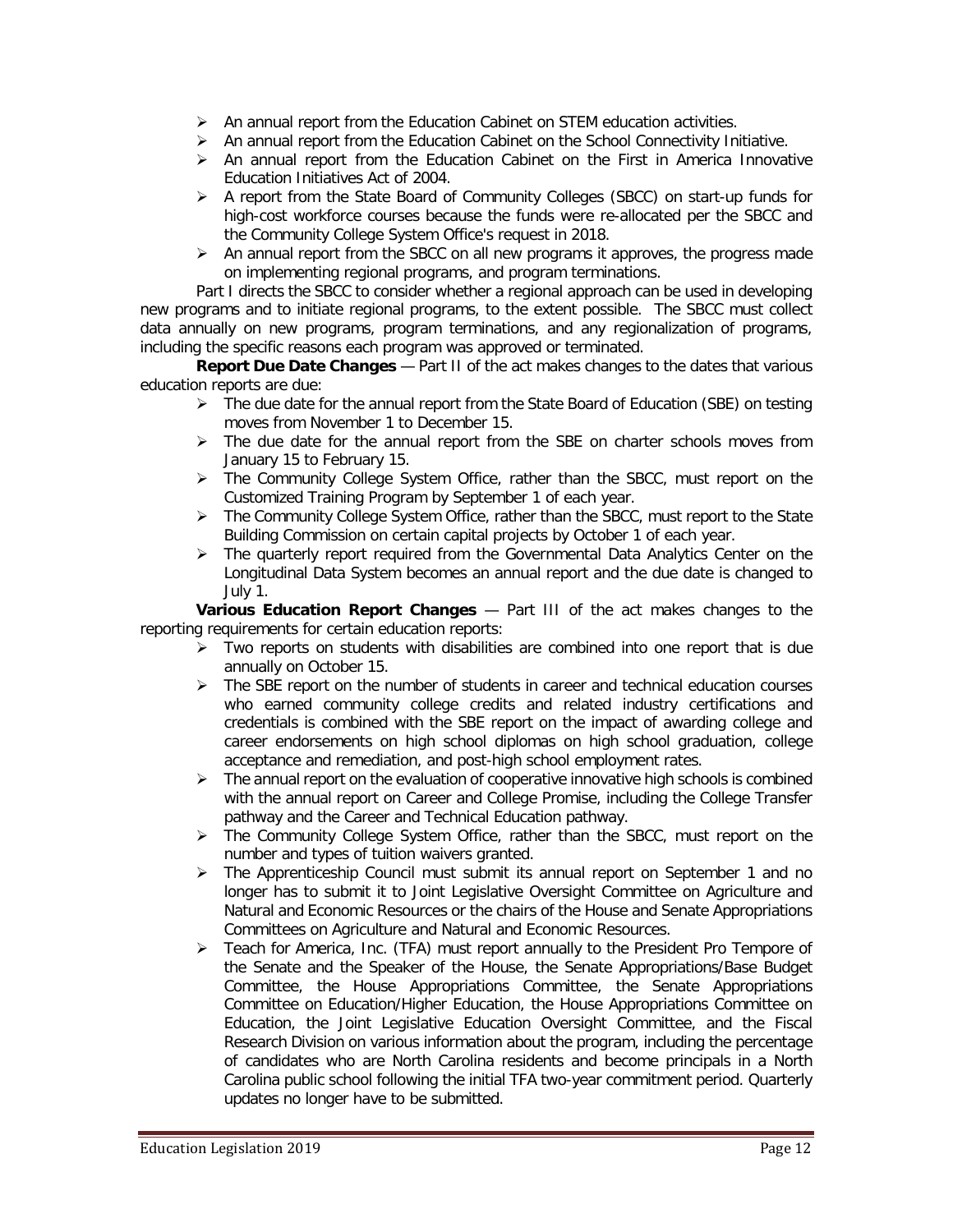- An annual report from the Education Cabinet on STEM education activities.
- An annual report from the Education Cabinet on the School Connectivity Initiative.
- An annual report from the Education Cabinet on the First in America Innovative Education Initiatives Act of 2004.
- A report from the State Board of Community Colleges (SBCC) on start-up funds for high-cost workforce courses because the funds were re-allocated per the SBCC and the Community College System Office's request in 2018.
- An annual report from the SBCC on all new programs it approves, the progress made on implementing regional programs, and program terminations.

Part I directs the SBCC to consider whether a regional approach can be used in developing new programs and to initiate regional programs, to the extent possible. The SBCC must collect data annually on new programs, program terminations, and any regionalization of programs, including the specific reasons each program was approved or terminated.

**Report Due Date Changes** — Part II of the act makes changes to the dates that various education reports are due:

- The due date for the annual report from the State Board of Education (SBE) on testing moves from November 1 to December 15.
- The due date for the annual report from the SBE on charter schools moves from January 15 to February 15.
- The Community College System Office, rather than the SBCC, must report on the Customized Training Program by September 1 of each year.
- The Community College System Office, rather than the SBCC, must report to the State Building Commission on certain capital projects by October 1 of each year.
- The quarterly report required from the Governmental Data Analytics Center on the Longitudinal Data System becomes an annual report and the due date is changed to July 1.

**Various Education Report Changes** — Part III of the act makes changes to the reporting requirements for certain education reports:

- Two reports on students with disabilities are combined into one report that is due annually on October 15.
- The SBE report on the number of students in career and technical education courses who earned community college credits and related industry certifications and credentials is combined with the SBE report on the impact of awarding college and career endorsements on high school diplomas on high school graduation, college acceptance and remediation, and post-high school employment rates.
- The annual report on the evaluation of cooperative innovative high schools is combined with the annual report on Career and College Promise, including the College Transfer pathway and the Career and Technical Education pathway.
- The Community College System Office, rather than the SBCC, must report on the number and types of tuition waivers granted.
- The Apprenticeship Council must submit its annual report on September 1 and no longer has to submit it to Joint Legislative Oversight Committee on Agriculture and Natural and Economic Resources or the chairs of the House and Senate Appropriations Committees on Agriculture and Natural and Economic Resources.
- Teach for America, Inc. (TFA) must report annually to the President Pro Tempore of the Senate and the Speaker of the House, the Senate Appropriations/Base Budget Committee, the House Appropriations Committee, the Senate Appropriations Committee on Education/Higher Education, the House Appropriations Committee on Education, the Joint Legislative Education Oversight Committee, and the Fiscal Research Division on various information about the program, including the percentage of candidates who are North Carolina residents and become principals in a North Carolina public school following the initial TFA two-year commitment period. Quarterly updates no longer have to be submitted.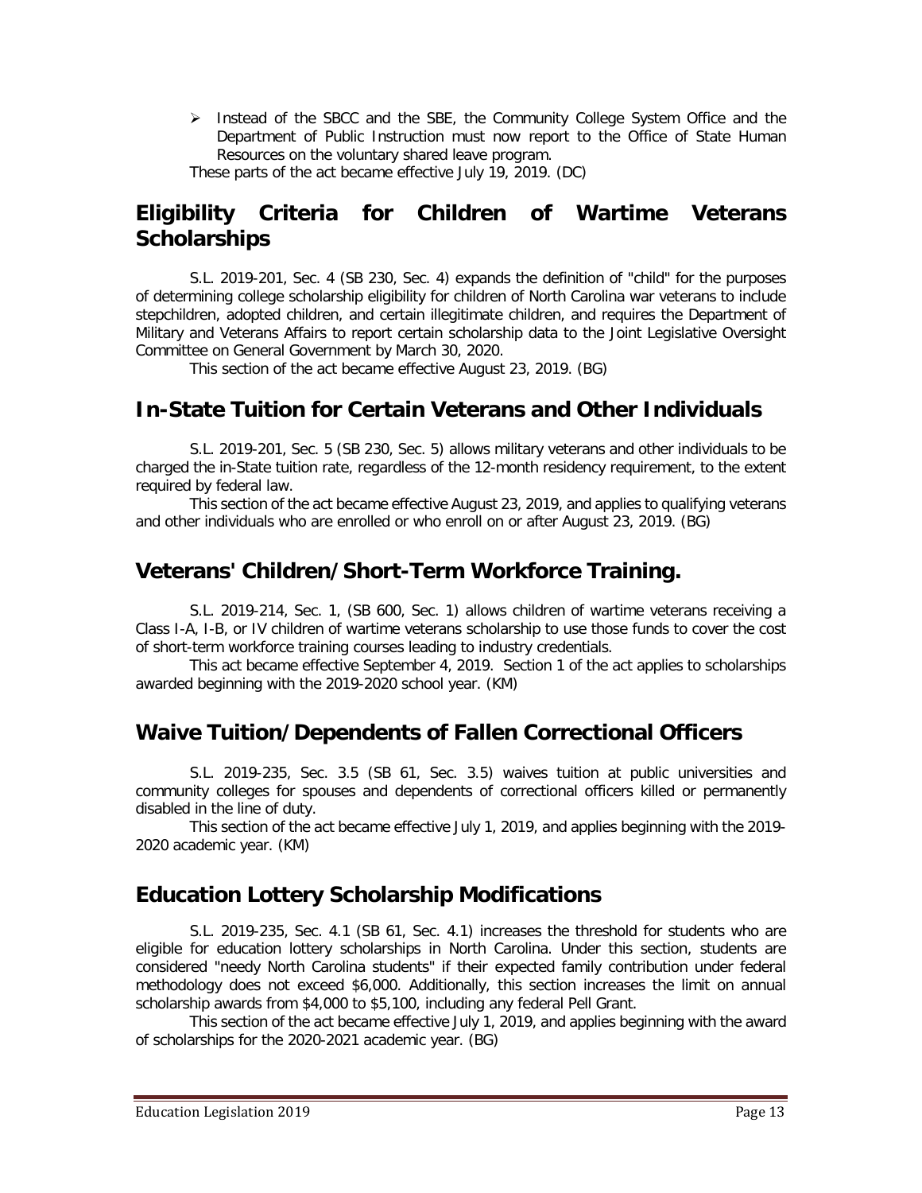- Instead of the SBCC and the SBE, the Community College System Office and the Department of Public Instruction must now report to the Office of State Human Resources on the voluntary shared leave program.

These parts of the act became effective July 19, 2019. (DC)

## Eligibility Criteria for Children of Wartime Veterans Scholarships

S.L. 2019-201, Sec. 4 (SB 230, Sec. 4) expands the definition of "child" for the purposes of determining college scholarship eligibility for children of North Carolina war veterans to include stepchildren, adopted children, and certain illegitimate children, and requires the Department of Military and Veterans Affairs to report certain scholarship data to the Joint Legislative Oversight Committee on General Government by March 30, 2020.

This section of the act became effective August 23, 2019. (BG)

## In-State Tuition for Certain Veterans and Other Individuals

S.L. 2019-201, Sec. 5 (SB 230, Sec. 5) allows military veterans and other individuals to be charged the in-State tuition rate, regardless of the 12-month residency requirement, to the extent required by federal law.

This section of the act became effective August 23, 2019, and applies to qualifying veterans and other individuals who are enrolled or who enroll on or after August 23, 2019. (BG)

## Veterans' Children/Short-Term Workforce Training.

S.L. 2019-214, Sec. 1, (SB 600, Sec. 1) allows children of wartime veterans receiving a Class I-A, I-B, or IV children of wartime veterans scholarship to use those funds to cover the cost of short-term workforce training courses leading to industry credentials.

This act became effective September 4, 2019. Section 1 of the act applies to scholarships awarded beginning with the 2019-2020 school year. (KM)

## Waive Tuition/Dependents of Fallen Correctional Officers

S.L. 2019-235, Sec. 3.5 (SB 61, Sec. 3.5) waives tuition at public universities and community colleges for spouses and dependents of correctional officers killed or permanently disabled in the line of duty.

This section of the act became effective July 1, 2019, and applies beginning with the 2019-2020 academic year. (KM)

## Education Lottery Scholarship Modifications

S.L. 2019-235, Sec. 4.1 (SB 61, Sec. 4.1) increases the threshold for students who are eligible for education lottery scholarships in North Carolina. Under this section, students are considered "needy North Carolina students" if their expected family contribution under federal methodology does not exceed $6,000. Additionally, this section increases the limit on annual scholarship awards from $4,000 to $5,100, including any federal Pell Grant.

This section of the act became effective July 1, 2019, and applies beginning with the award of scholarships for the 2020-2021 academic year. (BG)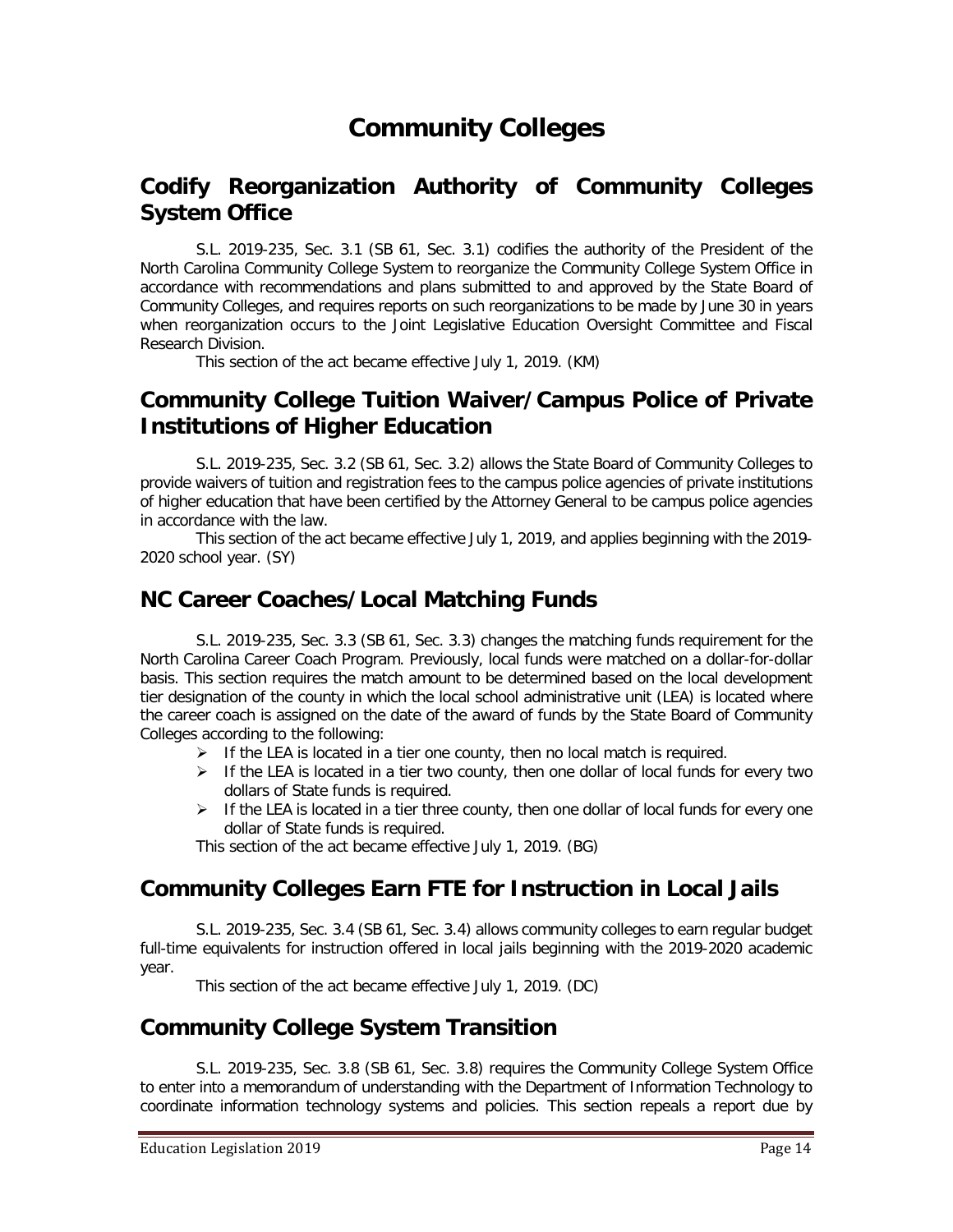# Community Colleges

## Codify Reorganization Authority of Community Colleges System Office

S.L. 2019-235, Sec. 3.1 (SB 61, Sec. 3.1) codifies the authority of the President of the North Carolina Community College System to reorganize the Community College System Office in accordance with recommendations and plans submitted to and approved by the State Board of Community Colleges, and requires reports on such reorganizations to be made by June 30 in years when reorganization occurs to the Joint Legislative Education Oversight Committee and Fiscal Research Division.

This section of the act became effective July 1, 2019. (KM)

## Community College Tuition Waiver/Campus Police of Private Institutions of Higher Education

S.L. 2019-235, Sec. 3.2 (SB 61, Sec. 3.2) allows the State Board of Community Colleges to provide waivers of tuition and registration fees to the campus police agencies of private institutions of higher education that have been certified by the Attorney General to be campus police agencies in accordance with the law.

This section of the act became effective July 1, 2019, and applies beginning with the 2019-2020 school year. (SY)

## NC Career Coaches/Local Matching Funds

S.L. 2019-235, Sec. 3.3 (SB 61, Sec. 3.3) changes the matching funds requirement for the North Carolina Career Coach Program. Previously, local funds were matched on a dollar-for-dollar basis. This section requires the match amount to be determined based on the local development tier designation of the county in which the local school administrative unit (LEA) is located where the career coach is assigned on the date of the award of funds by the State Board of Community Colleges according to the following:

- If the LEA is located in a tier one county, then no local match is required.
- If the LEA is located in a tier two county, then one dollar of local funds for every two dollars of State funds is required.
- If the LEA is located in a tier three county, then one dollar of local funds for every one dollar of State funds is required.

This section of the act became effective July 1, 2019. (BG)

## Community Colleges Earn FTE for Instruction in Local Jails

S.L. 2019-235, Sec. 3.4 (SB 61, Sec. 3.4) allows community colleges to earn regular budget full-time equivalents for instruction offered in local jails beginning with the 2019-2020 academic year.

This section of the act became effective July 1, 2019. (DC)

## Community College System Transition

S.L. 2019-235, Sec. 3.8 (SB 61, Sec. 3.8) requires the Community College System Office to enter into a memorandum of understanding with the Department of Information Technology to coordinate information technology systems and policies. This section repeals a report due by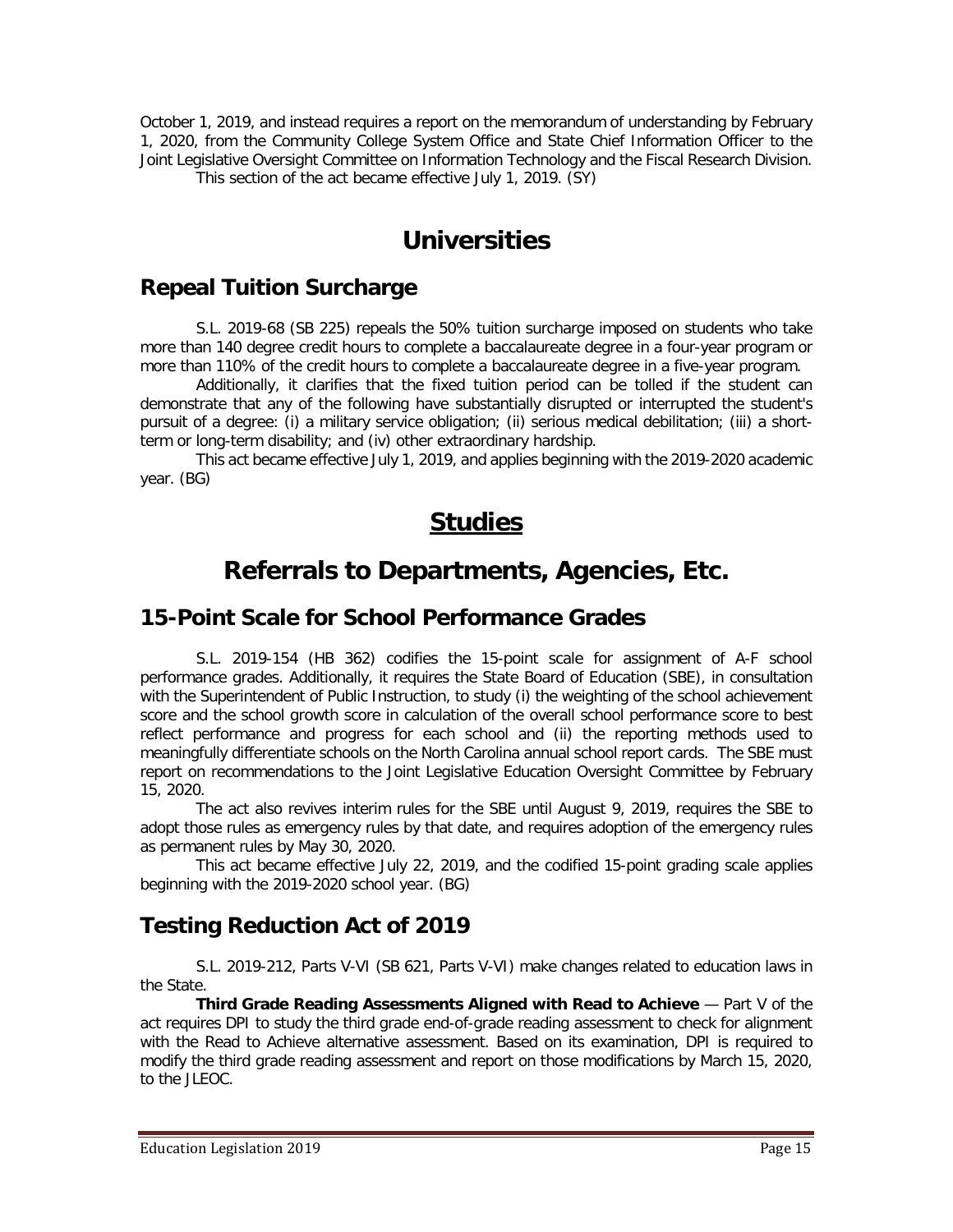October 1, 2019, and instead requires a report on the memorandum of understanding by February 1, 2020, from the Community College System Office and State Chief Information Officer to the Joint Legislative Oversight Committee on Information Technology and the Fiscal Research Division.

This section of the act became effective July 1, 2019. (SY)

# Universities

## Repeal Tuition Surcharge

S.L. 2019-68 (SB 225) repeals the 50% tuition surcharge imposed on students who take more than 140 degree credit hours to complete a baccalaureate degree in a four-year program or more than 110% of the credit hours to complete a baccalaureate degree in a five-year program.

Additionally, it clarifies that the fixed tuition period can be tolled if the student can demonstrate that any of the following have substantially disrupted or interrupted the student's pursuit of a degree: (i) a military service obligation; (ii) serious medical debilitation; (iii) a short-term or long-term disability; and (iv) other extraordinary hardship.

This act became effective July 1, 2019, and applies beginning with the 2019-2020 academic year. (BG)

# Studies

# Referrals to Departments, Agencies, Etc.

## 15-Point Scale for School Performance Grades

S.L. 2019-154 (HB 362) codifies the 15-point scale for assignment of A-F school performance grades. Additionally, it requires the State Board of Education (SBE), in consultation with the Superintendent of Public Instruction, to study (i) the weighting of the school achievement score and the school growth score in calculation of the overall school performance score to best reflect performance and progress for each school and (ii) the reporting methods used to meaningfully differentiate schools on the North Carolina annual school report cards. The SBE must report on recommendations to the Joint Legislative Education Oversight Committee by February 15, 2020.

The act also revives interim rules for the SBE until August 9, 2019, requires the SBE to adopt those rules as emergency rules by that date, and requires adoption of the emergency rules as permanent rules by May 30, 2020.

This act became effective July 22, 2019, and the codified 15-point grading scale applies beginning with the 2019-2020 school year. (BG)

## Testing Reduction Act of 2019

S.L. 2019-212, Parts V-VI (SB 621, Parts V-VI) make changes related to education laws in the State.

**Third Grade Reading Assessments Aligned with Read to Achieve** — Part V of the act requires DPI to study the third grade end-of-grade reading assessment to check for alignment with the Read to Achieve alternative assessment. Based on its examination, DPI is required to modify the third grade reading assessment and report on those modifications by March 15, 2020, to the JLEOC.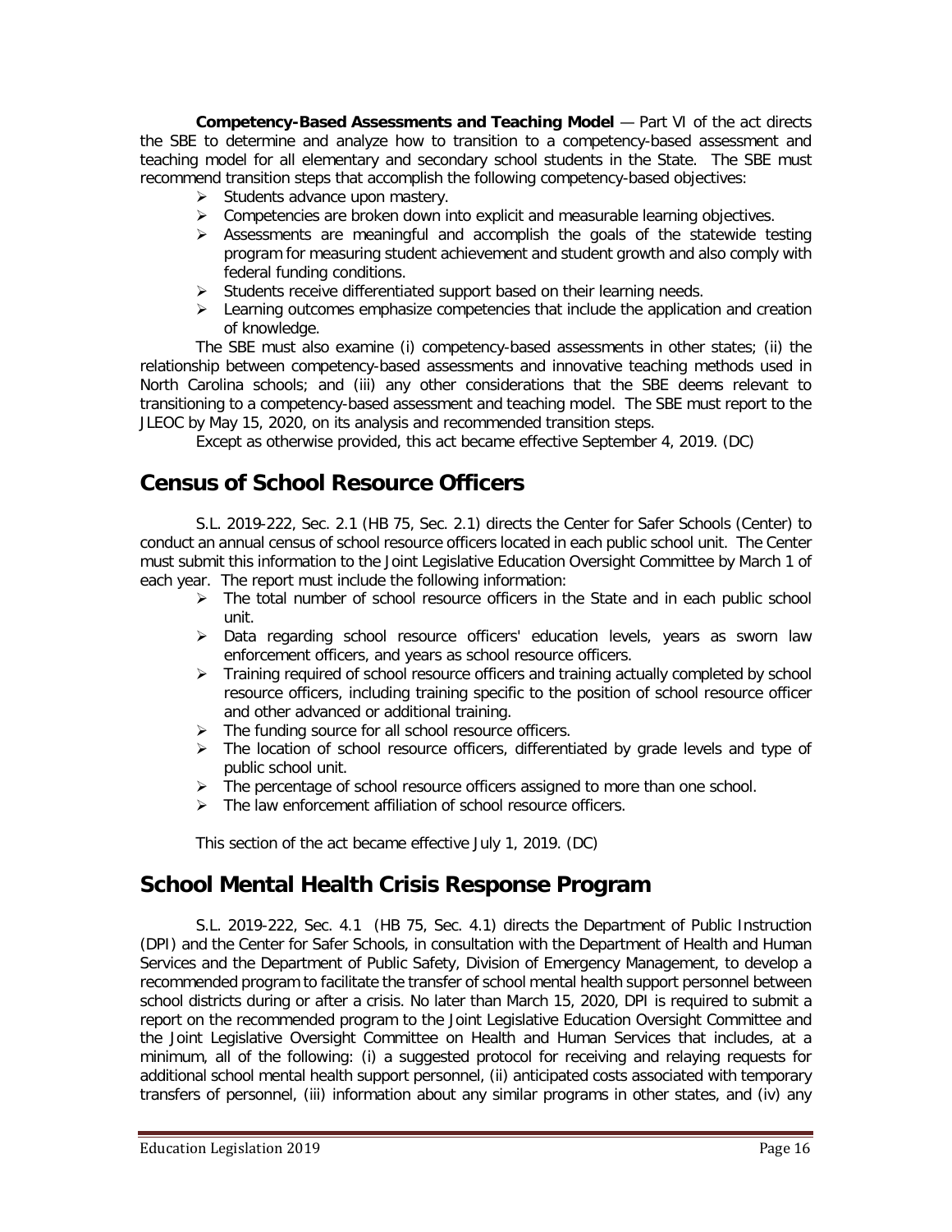**Competency-Based Assessments and Teaching Model** — Part VI of the act directs the SBE to determine and analyze how to transition to a competency-based assessment and teaching model for all elementary and secondary school students in the State. The SBE must recommend transition steps that accomplish the following competency-based objectives:

- Students advance upon mastery.
- Competencies are broken down into explicit and measurable learning objectives.
- Assessments are meaningful and accomplish the goals of the statewide testing program for measuring student achievement and student growth and also comply with federal funding conditions.
- Students receive differentiated support based on their learning needs.
- Learning outcomes emphasize competencies that include the application and creation of knowledge.

The SBE must also examine (i) competency-based assessments in other states; (ii) the relationship between competency-based assessments and innovative teaching methods used in North Carolina schools; and (iii) any other considerations that the SBE deems relevant to transitioning to a competency-based assessment and teaching model. The SBE must report to the JLEOC by May 15, 2020, on its analysis and recommended transition steps.

Except as otherwise provided, this act became effective September 4, 2019. (DC)

## Census of School Resource Officers

S.L. 2019-222, Sec. 2.1 (HB 75, Sec. 2.1) directs the Center for Safer Schools (Center) to conduct an annual census of school resource officers located in each public school unit. The Center must submit this information to the Joint Legislative Education Oversight Committee by March 1 of each year. The report must include the following information:

- The total number of school resource officers in the State and in each public school unit.
- Data regarding school resource officers' education levels, years as sworn law enforcement officers, and years as school resource officers.
- Training required of school resource officers and training actually completed by school resource officers, including training specific to the position of school resource officer and other advanced or additional training.
- The funding source for all school resource officers.
- The location of school resource officers, differentiated by grade levels and type of public school unit.
- The percentage of school resource officers assigned to more than one school.
- The law enforcement affiliation of school resource officers.

This section of the act became effective July 1, 2019. (DC)

## School Mental Health Crisis Response Program

S.L. 2019-222, Sec. 4.1 (HB 75, Sec. 4.1) directs the Department of Public Instruction (DPI) and the Center for Safer Schools, in consultation with the Department of Health and Human Services and the Department of Public Safety, Division of Emergency Management, to develop a recommended program to facilitate the transfer of school mental health support personnel between school districts during or after a crisis. No later than March 15, 2020, DPI is required to submit a report on the recommended program to the Joint Legislative Education Oversight Committee and the Joint Legislative Oversight Committee on Health and Human Services that includes, at a minimum, all of the following: (i) a suggested protocol for receiving and relaying requests for additional school mental health support personnel, (ii) anticipated costs associated with temporary transfers of personnel, (iii) information about any similar programs in other states, and (iv) any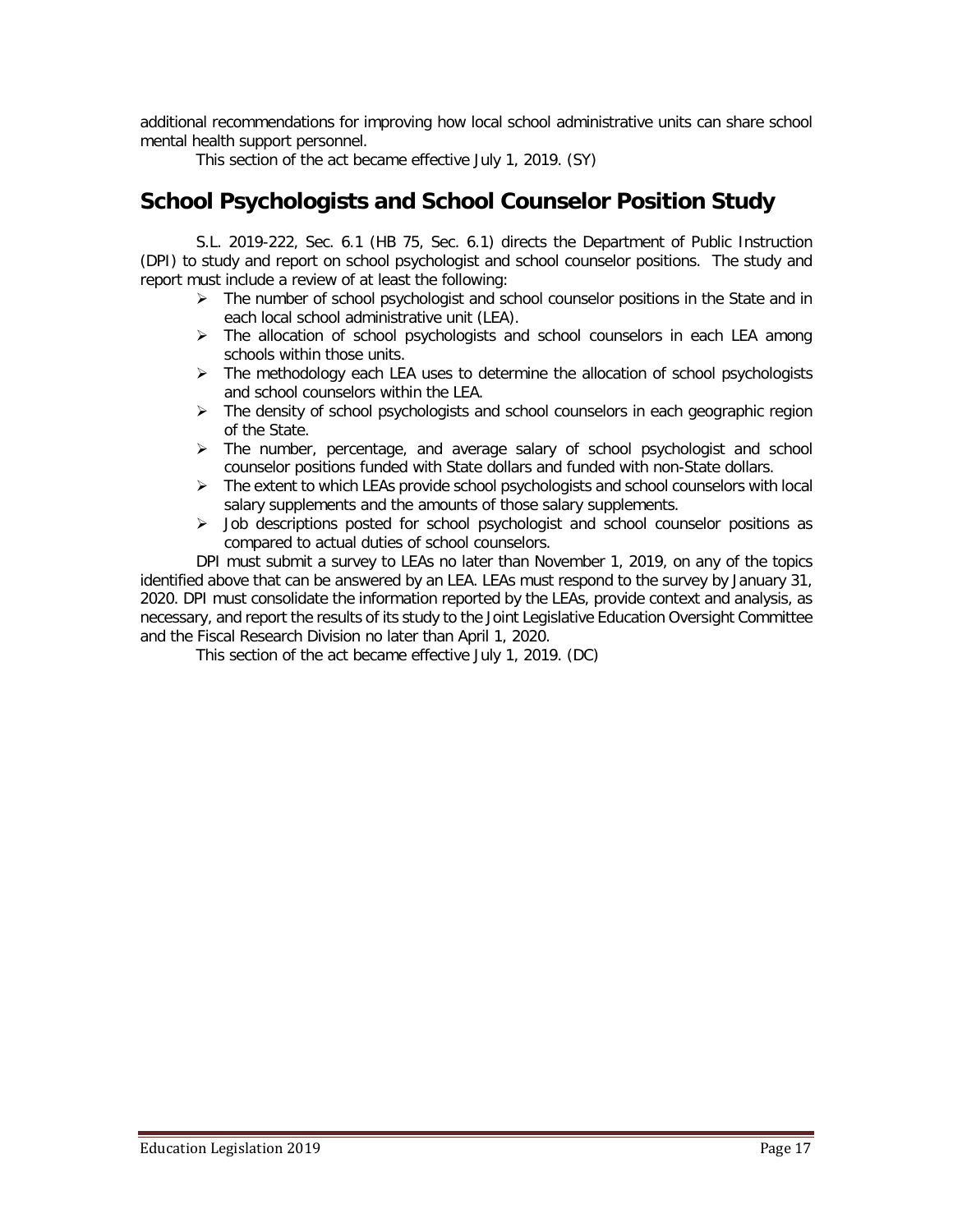additional recommendations for improving how local school administrative units can share school mental health support personnel.

This section of the act became effective July 1, 2019. (SY)

## School Psychologists and School Counselor Position Study

S.L. 2019-222, Sec. 6.1 (HB 75, Sec. 6.1) directs the Department of Public Instruction (DPI) to study and report on school psychologist and school counselor positions. The study and report must include a review of at least the following:

- The number of school psychologist and school counselor positions in the State and in each local school administrative unit (LEA).
- The allocation of school psychologists and school counselors in each LEA among schools within those units.
- The methodology each LEA uses to determine the allocation of school psychologists and school counselors within the LEA.
- The density of school psychologists and school counselors in each geographic region of the State.
- The number, percentage, and average salary of school psychologist and school counselor positions funded with State dollars and funded with non-State dollars.
- The extent to which LEAs provide school psychologists and school counselors with local salary supplements and the amounts of those salary supplements.
- Job descriptions posted for school psychologist and school counselor positions as compared to actual duties of school counselors.

DPI must submit a survey to LEAs no later than November 1, 2019, on any of the topics identified above that can be answered by an LEA. LEAs must respond to the survey by January 31, 2020. DPI must consolidate the information reported by the LEAs, provide context and analysis, as necessary, and report the results of its study to the Joint Legislative Education Oversight Committee and the Fiscal Research Division no later than April 1, 2020.

This section of the act became effective July 1, 2019. (DC)